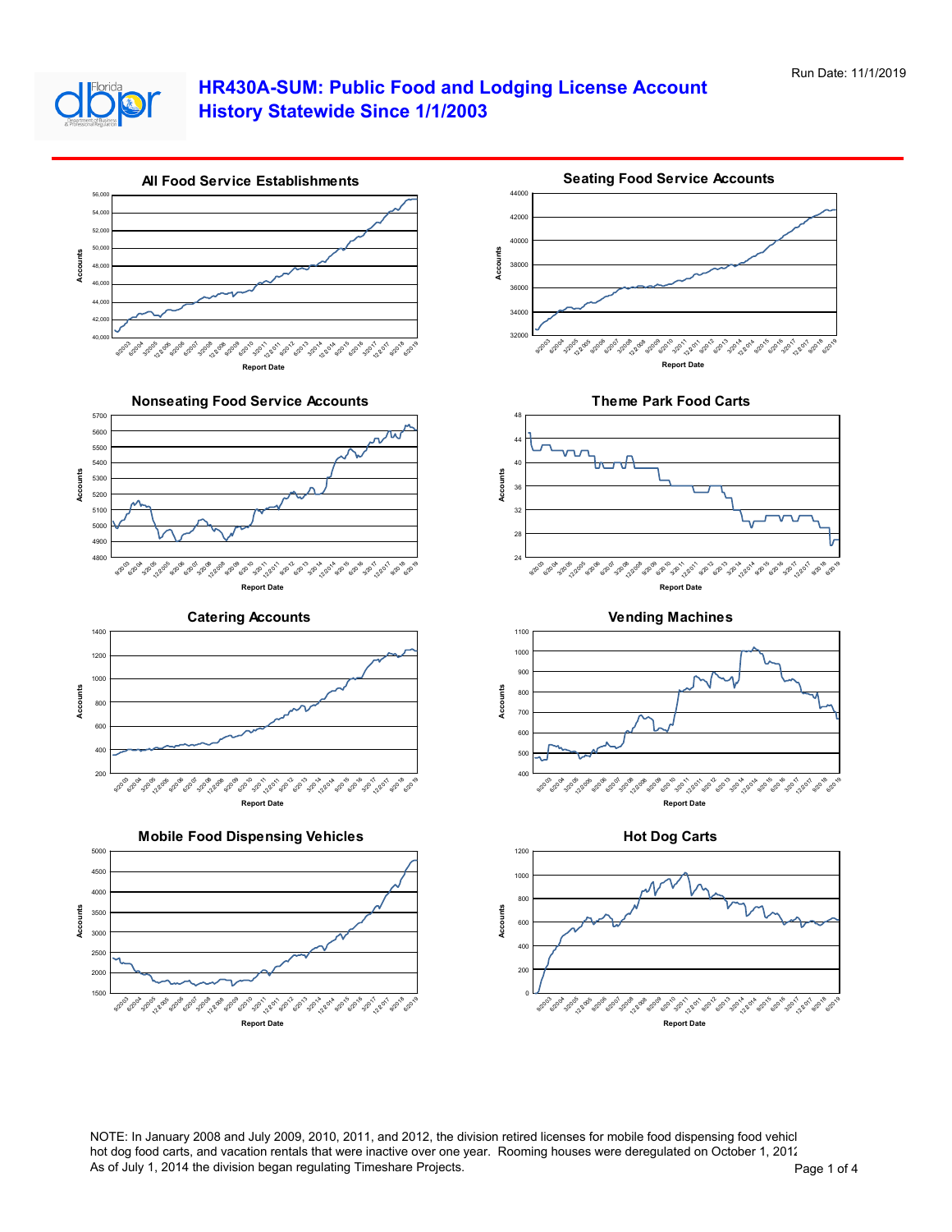Run Date: 11/1/2019

# HR430A-SUM: Public Food and Lodging License Account History Statewide Since 1/1/2003

### All Food Service Establishments

### Seating Food Service Accounts

### Nonseating Food Service Accounts

### Theme Park Food Carts

### Catering Accounts

### Vending Machines

### Mobile Food Dispensing Vehicles

### Hot Dog Carts

NOTE: In January 2008 and July 2009, 2010, 2011, and 2012, the division retired licenses for mobile food dispensing food vehicl hot dog food carts, and vacation rentals that were inactive over one year. Rooming houses were deregulated on October 1, 2012 As of July 1, 2014 the division began regulating Timeshare Projects.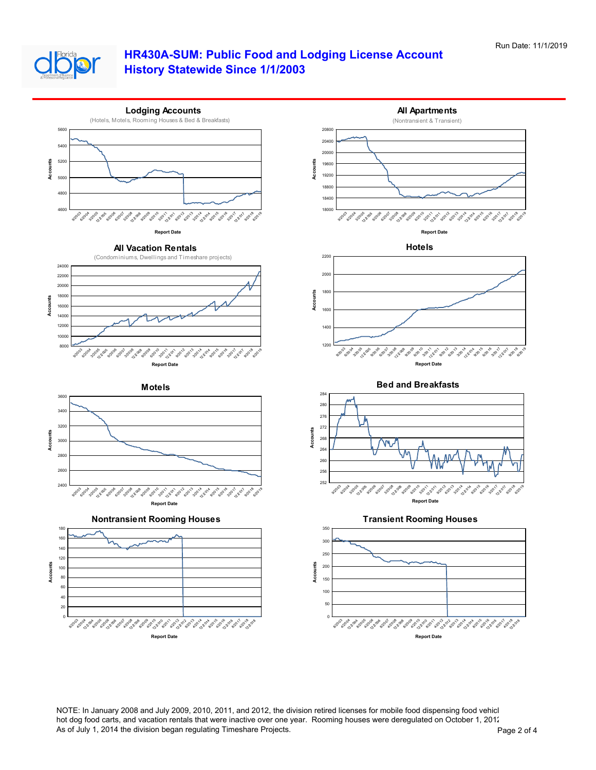Run Date: 11/1/2019

# HR430A-SUM: Public Food and Lodging License Account History Statewide Since 1/1/2003

### Lodging Accounts
(Hotels, Motels, Rooming Houses & Bed & Breakfasts)

### All Apartments
(Nontransient & Transient)

### All Vacation Rentals
(Condominiums, Dwellings and Timeshare projects)

### Hotels

### Motels

### Bed and Breakfasts

### Nontransient Rooming Houses

### Transient Rooming Houses

NOTE: In January 2008 and July 2009, 2010, 2011, and 2012, the division retired licenses for mobile food dispensing food vehicl hot dog food carts, and vacation rentals that were inactive over one year. Rooming houses were deregulated on October 1, 2012 As of July 1, 2014 the division began regulating Timeshare Projects.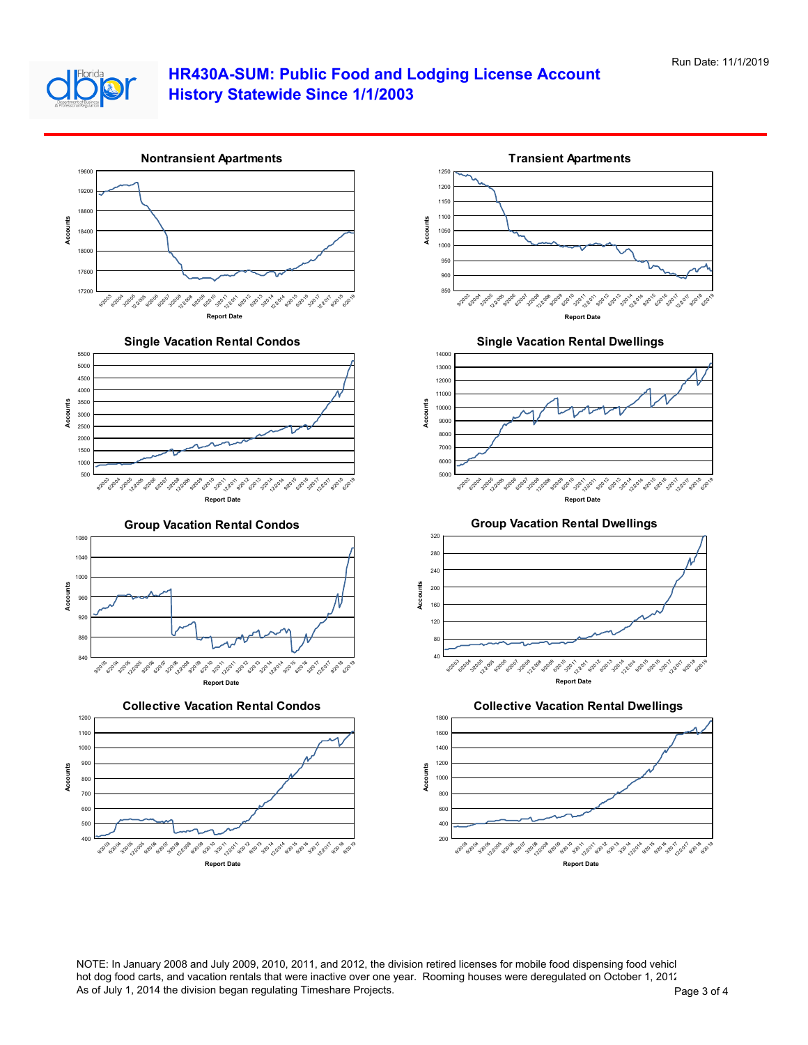# HR430A-SUM: Public Food and Lodging License Account History Statewide Since 1/1/2003

Run Date: 11/1/2019

**Nontransient Apartments**

**Transient Apartments**

**Single Vacation Rental Condos**

**Single Vacation Rental Dwellings**

**Group Vacation Rental Condos**

**Group Vacation Rental Dwellings**

**Collective Vacation Rental Condos**

**Collective Vacation Rental Dwellings**

NOTE: In January 2008 and July 2009, 2010, 2011, and 2012, the division retired licenses for mobile food dispensing food vehicl hot dog food carts, and vacation rentals that were inactive over one year. Rooming houses were deregulated on October 1, 2012 As of July 1, 2014 the division began regulating Timeshare Projects.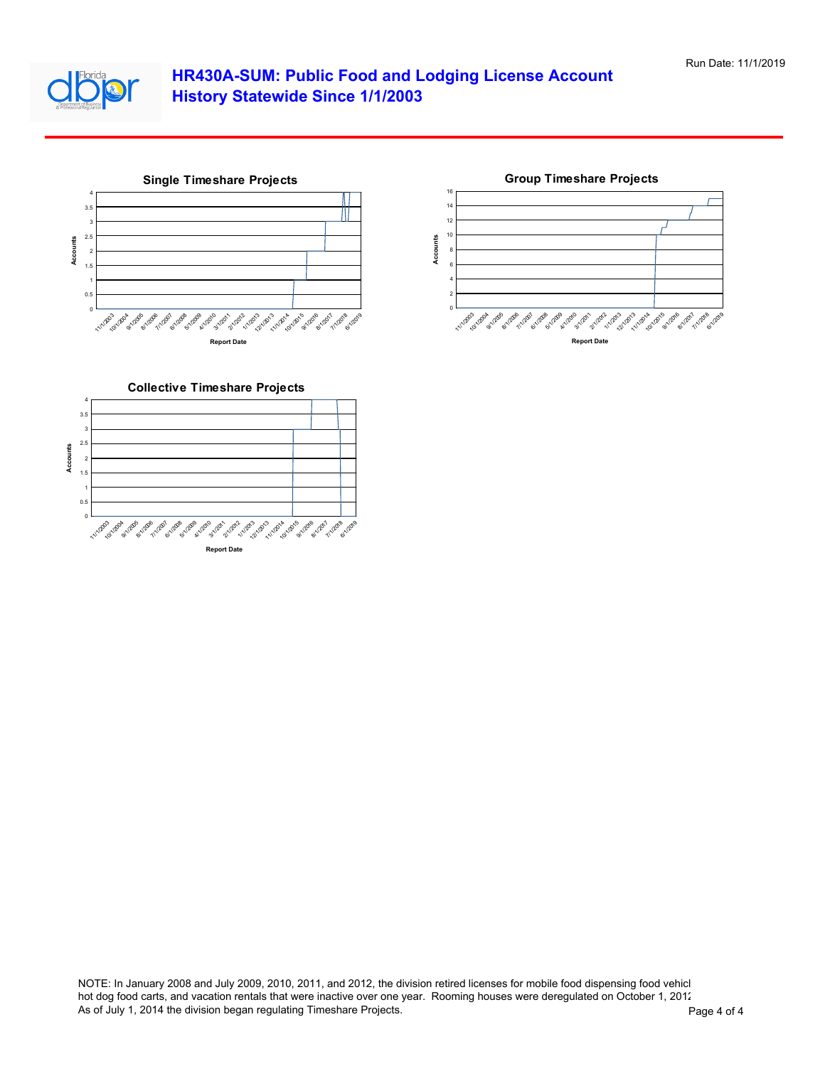# HR430A-SUM: Public Food and Lodging License Account History Statewide Since 1/1/2003

Run Date: 11/1/2019

**Single Timeshare Projects**

Accounts

4
3.5
3
2.5
2
1.5
1
0.5
0

11/1/2003 10/1/2004 9/1/2005 8/1/2006 7/1/2007 6/1/2008 5/1/2009 4/1/2010 3/1/2011 2/1/2012 1/1/2013 12/1/2013 11/1/2014 10/1/2015 9/1/2016 8/1/2017 7/1/2018 6/1/2019

Report Date

**Group Timeshare Projects**

Accounts

16
14
12
10
8
6
4
2
0

11/1/2003 10/1/2004 9/1/2005 8/1/2006 7/1/2007 6/1/2008 5/1/2009 4/1/2010 3/1/2011 2/1/2012 1/1/2013 12/1/2013 11/1/2014 10/1/2015 9/1/2016 8/1/2017 7/1/2018 6/1/2019

Report Date

**Collective Timeshare Projects**

Accounts

4
3.5
3
2.5
2
1.5
1
0.5
0

11/1/2003 10/1/2004 9/1/2005 8/1/2006 7/1/2007 6/1/2008 5/1/2009 4/1/2010 3/1/2011 2/1/2012 1/1/2013 12/1/2013 11/1/2014 10/1/2015 9/1/2016 8/1/2017 7/1/2018 6/1/2019

Report Date

NOTE: In January 2008 and July 2009, 2010, 2011, and 2012, the division retired licenses for mobile food dispensing food vehicl hot dog food carts, and vacation rentals that were inactive over one year. Rooming houses were deregulated on October 1, 2012 As of July 1, 2014 the division began regulating Timeshare Projects.